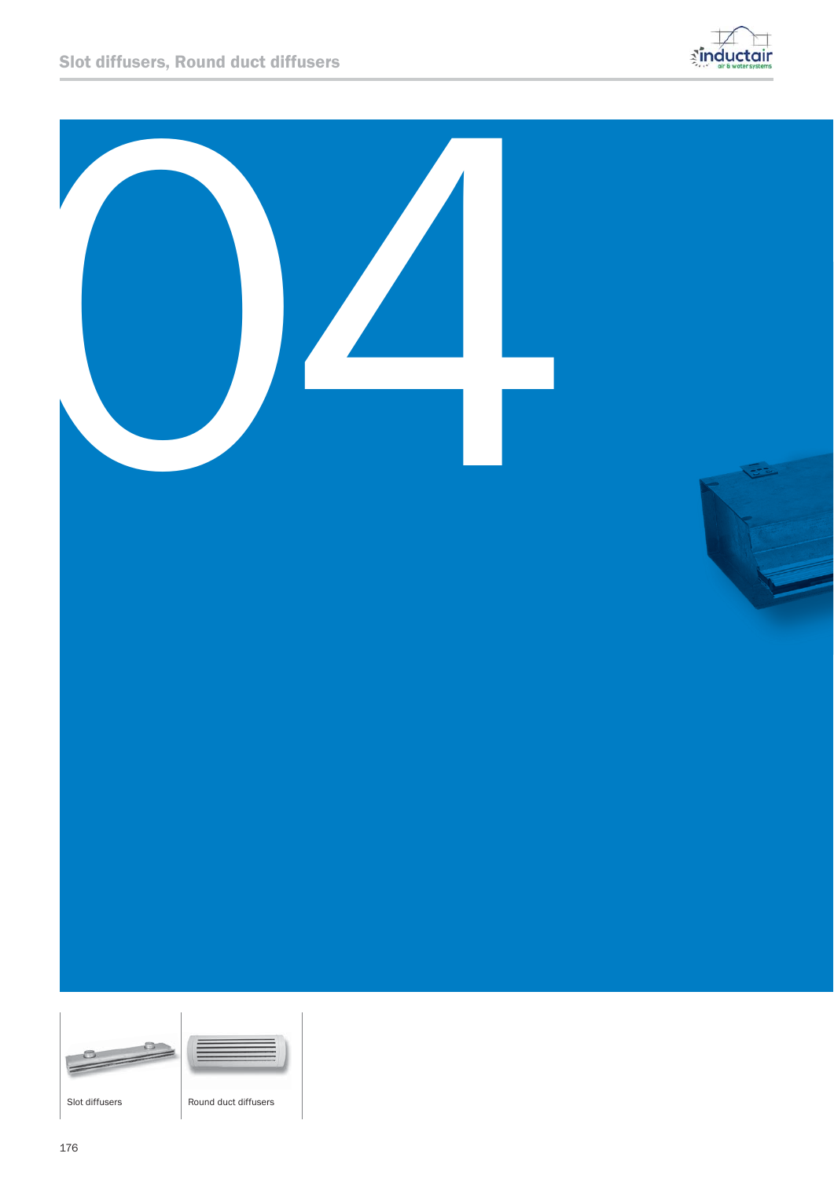# Slot diffusers, Round duct diffusers

# 04

Slot diffusers

Round duct diffusers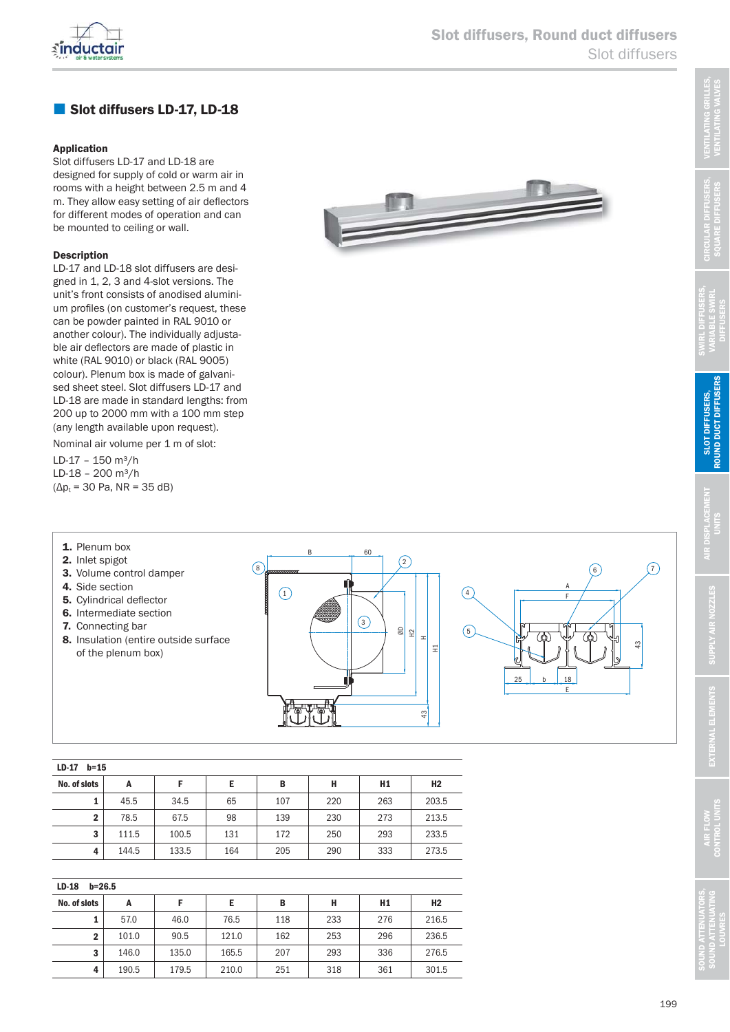## Slot diffusers LD-17, LD-18

**Application**

Slot diffusers LD-17 and LD-18 are designed for supply of cold or warm air in rooms with a height between 2.5 m and 4 m. They allow easy setting of air deflectors for different modes of operation and can be mounted to ceiling or wall.

**Description**

LD-17 and LD-18 slot diffusers are designed in 1, 2, 3 and 4-slot versions. The unit's front consists of anodised aluminium profiles (on customer's request, these can be powder painted in RAL 9010 or another colour). The individually adjustable air deflectors are made of plastic in white (RAL 9010) or black (RAL 9005) colour). Plenum box is made of galvanised sheet steel. Slot diffusers LD-17 and LD-18 are made in standard lengths: from 200 up to 2000 mm with a 100 mm step (any length available upon request).

Nominal air volume per 1 m of slot:

LD-17 – 150 m³/h
LD-18 – 200 m³/h
($\Delta p_t$ = 30 Pa, NR = 35 dB)

1. Plenum box
2. Inlet spigot
3. Volume control damper
4. Side section
5. Cylindrical deflector
6. Intermediate section
7. Connecting bar
8. Insulation (entire outside surface of the plenum box)

**LD-17 b=15**

| No. of slots | A | F | E | B | H | H1 | H2 |
|---|---|---|---|---|---|---|---|
| 1 | 45.5 | 34.5 | 65 | 107 | 220 | 263 | 203.5 |
| 2 | 78.5 | 67.5 | 98 | 139 | 230 | 273 | 213.5 |
| 3 | 111.5 | 100.5 | 131 | 172 | 250 | 293 | 233.5 |
| 4 | 144.5 | 133.5 | 164 | 205 | 290 | 333 | 273.5 |

**LD-18 b=26.5**

| No. of slots | A | F | E | B | H | H1 | H2 |
|---|---|---|---|---|---|---|---|
| 1 | 57.0 | 46.0 | 76.5 | 118 | 233 | 276 | 216.5 |
| 2 | 101.0 | 90.5 | 121.0 | 162 | 253 | 296 | 236.5 |
| 3 | 146.0 | 135.0 | 165.5 | 207 | 293 | 336 | 276.5 |
| 4 | 190.5 | 179.5 | 210.0 | 251 | 318 | 361 | 301.5 |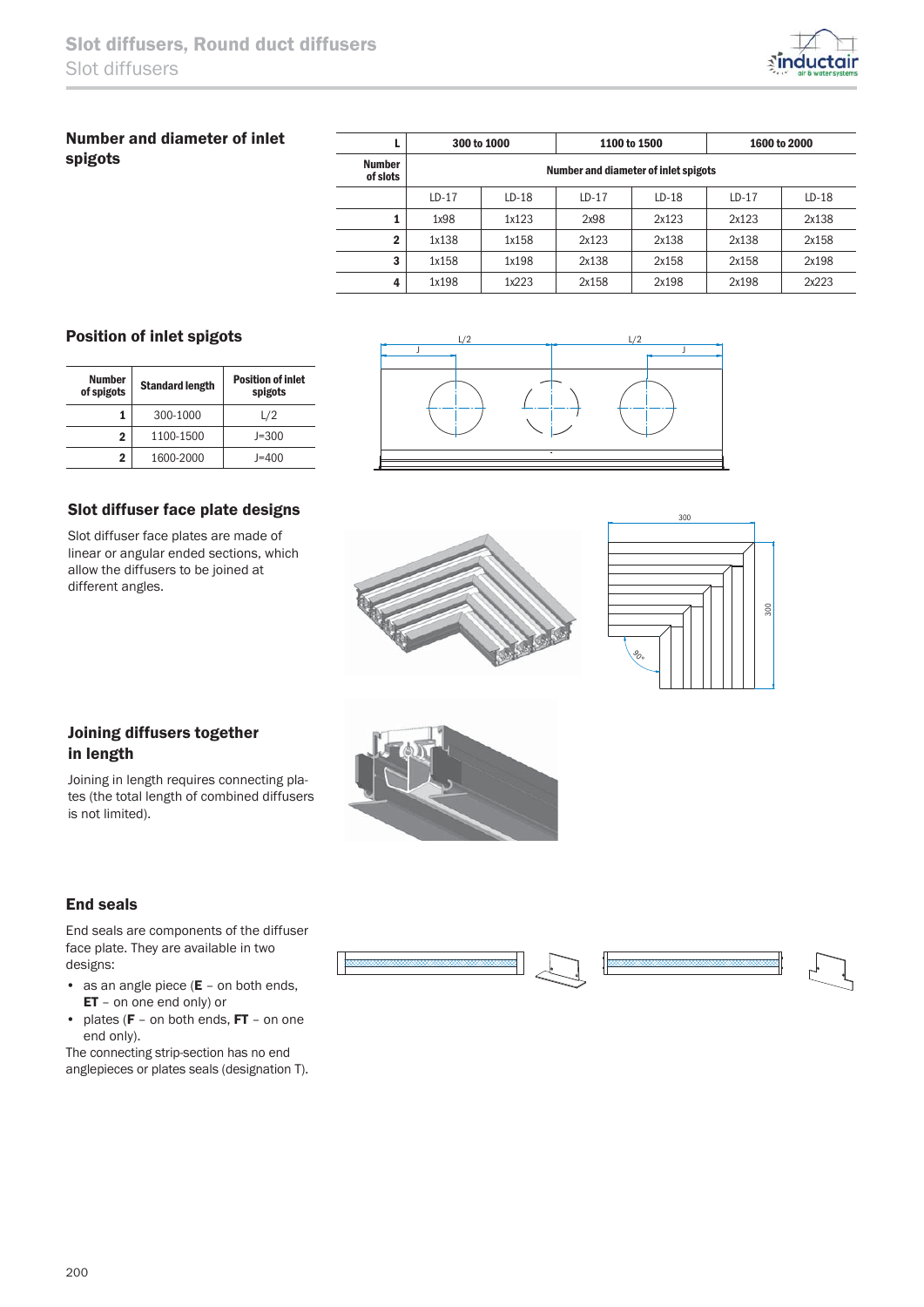## Number and diameter of inlet spigots

| L | 300 to 1000 | | 1100 to 1500 | | 1600 to 2000 | |
|---|---|---|---|---|---|---|
| Number of slots | Number and diameter of inlet spigots | | | | | |
| | LD-17 | LD-18 | LD-17 | LD-18 | LD-17 | LD-18 |
| 1 | 1x98 | 1x123 | 2x98 | 2x123 | 2x123 | 2x138 |
| 2 | 1x138 | 1x158 | 2x123 | 2x138 | 2x138 | 2x158 |
| 3 | 1x158 | 1x198 | 2x138 | 2x158 | 2x158 | 2x198 |
| 4 | 1x198 | 1x223 | 2x158 | 2x198 | 2x198 | 2x223 |

## Position of inlet spigots

| Number of spigots | Standard length | Position of inlet spigots |
|---|---|---|
| 1 | 300-1000 | L/2 |
| 2 | 1100-1500 | J=300 |
| 2 | 1600-2000 | J=400 |

## Slot diffuser face plate designs

Slot diffuser face plates are made of linear or angular ended sections, which allow the diffusers to be joined at different angles.

## Joining diffusers together in length

Joining in length requires connecting plates (the total length of combined diffusers is not limited).

## End seals

End seals are components of the diffuser face plate. They are available in two designs:

- as an angle piece (**E** – on both ends, **ET** – on one end only) or
- plates (**F** – on both ends, **FT** – on one end only).

The connecting strip-section has no end anglepieces or plates seals (designation T).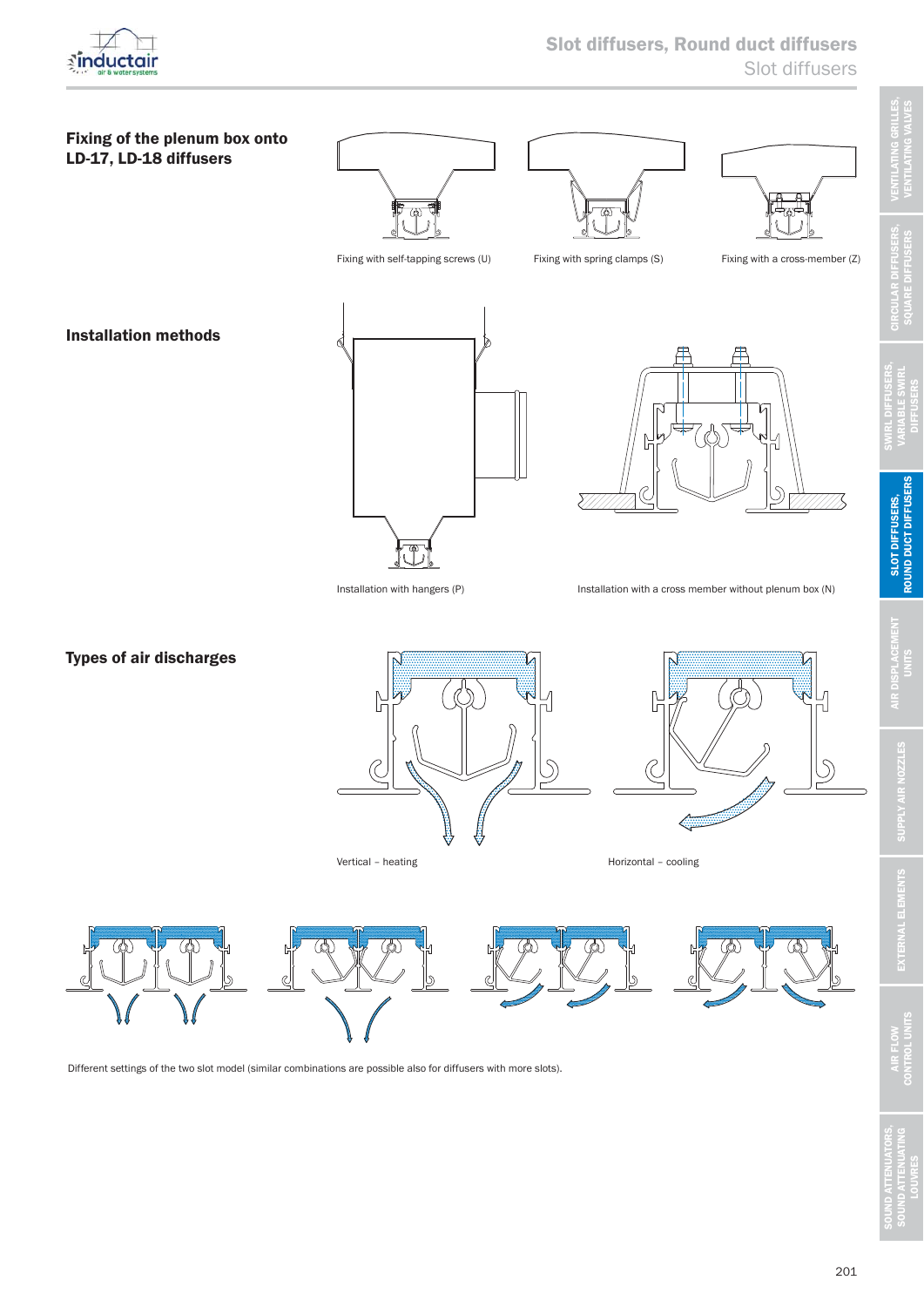## Fixing of the plenum box onto LD-17, LD-18 diffusers

Fixing with self-tapping screws (U)

Fixing with spring clamps (S)

Fixing with a cross-member (Z)

## Installation methods

Installation with hangers (P)

Installation with a cross member without plenum box (N)

## Types of air discharges

Vertical – heating

Horizontal – cooling

Different settings of the two slot model (similar combinations are possible also for diffusers with more slots).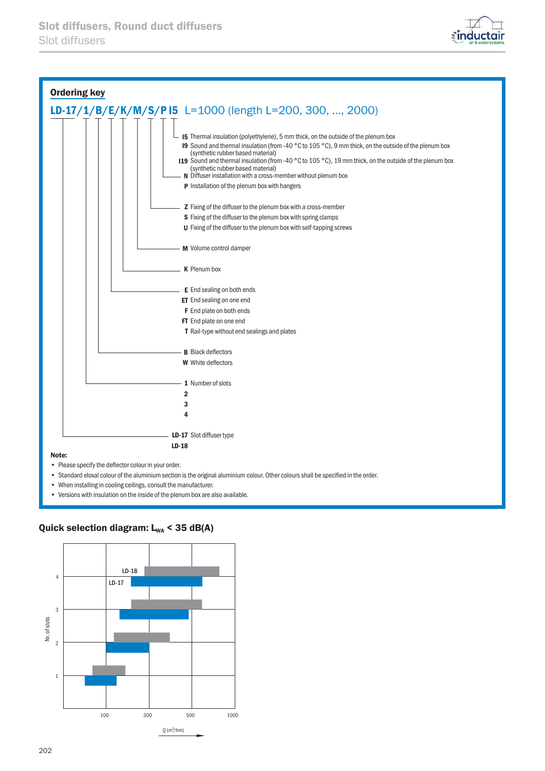## Ordering key

**LD-17/1/B/E/K/M/S/P I5** L=1000 (length L=200, 300, ..., 2000)

- **I5** Thermal insulation (polyethylene), 5 mm thick, on the outside of the plenum box
- **I9** Sound and thermal insulation (from -40 °C to 105 °C), 9 mm thick, on the outside of the plenum box (synthetic rubber based material)
- **I19** Sound and thermal insulation (from -40 °C to 105 °C), 19 mm thick, on the outside of the plenum box (synthetic rubber based material)
- **N** Diffuser installation with a cross-member without plenum box
- **P** Installation of the plenum box with hangers

- **Z** Fixing of the diffuser to the plenum box with a cross-member
- **S** Fixing of the diffuser to the plenum box with spring clamps
- **U** Fixing of the diffuser to the plenum box with self-tapping screws

- **M** Volume control damper

- **K** Plenum box

- **E** End sealing on both ends
- **ET** End sealing on one end
- **F** End plate on both ends
- **FT** End plate on one end
- **T** Rail-type without end sealings and plates

- **B** Black deflectors
- **W** White deflectors

- **1** Number of slots
- **2**
- **3**
- **4**

- **LD-17** Slot diffuser type
- **LD-18**

**Note:**

- Please specify the deflector colour in your order.
- Standard eloxal colour of the aluminium section is the original aluminium colour. Other colours shall be specified in the order.
- When installing in cooling ceilings, consult the manufacturer.
- Versions with insulation on the inside of the plenum box are also available.

### Quick selection diagram: $L_{WA}$ < 35 dB(A)

Nr. of slots: 1, 2, 3, 4 (LD-17, LD-18)

Q (m³/hm): 100, 300, 500, 1000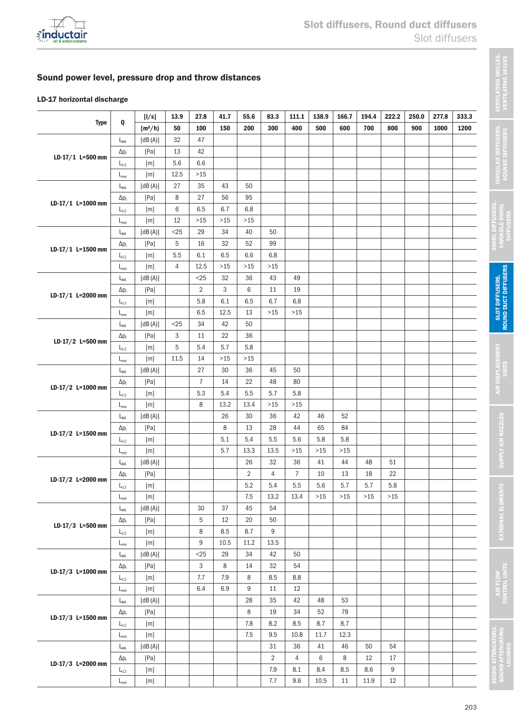## Sound power level, pressure drop and throw distances

### LD-17 horizontal discharge

| Type | Q | [l/s] | 13.9 | 27.8 | 41.7 | 55.6 | 83.3 | 111.1 | 138.9 | 166.7 | 194.4 | 222.2 | 250.0 | 277.8 | 333.3 |
|---|---|---|---|---|---|---|---|---|---|---|---|---|---|---|---|
| | | [m³/h] | 50 | 100 | 150 | 200 | 300 | 400 | 500 | 600 | 700 | 800 | 900 | 1000 | 1200 |
| LD-17/1 L=500 mm | $L_{WA}$ | [dB (A)] | 32 | 47 | | | | | | | | | | | |
| | $\Delta p_t$ | [Pa] | 13 | 42 | | | | | | | | | | | |
| | $L_{0.2}$ | [m] | 5.6 | 6.6 | | | | | | | | | | | |
| | $L_{min}$ | [m] | 12.5 | >15 | | | | | | | | | | | |
| LD-17/1 L=1000 mm | $L_{WA}$ | [dB (A)] | 27 | 35 | 43 | 50 | | | | | | | | | |
| | $\Delta p_t$ | [Pa] | 8 | 27 | 56 | 95 | | | | | | | | | |
| | $L_{0.2}$ | [m] | 6 | 6.5 | 6.7 | 6.8 | | | | | | | | | |
| | $L_{min}$ | [m] | 12 | >15 | >15 | >15 | | | | | | | | | |
| LD-17/1 L=1500 mm | $L_{WA}$ | [dB (A)] | <25 | 29 | 34 | 40 | 50 | | | | | | | | |
| | $\Delta p_t$ | [Pa] | 5 | 16 | 32 | 52 | 99 | | | | | | | | |
| | $L_{0.2}$ | [m] | 5.5 | 6.1 | 6.5 | 6.6 | 6.8 | | | | | | | | |
| | $L_{min}$ | [m] | 4 | 12.5 | >15 | >15 | >15 | | | | | | | | |
| LD-17/1 L=2000 mm | $L_{WA}$ | [dB (A)] | | <25 | 32 | 36 | 43 | 49 | | | | | | | |
| | $\Delta p_t$ | [Pa] | | 2 | 3 | 6 | 11 | 19 | | | | | | | |
| | $L_{0.2}$ | [m] | | 5.8 | 6.1 | 6.5 | 6.7 | 6.8 | | | | | | | |
| | $L_{min}$ | [m] | | 6.5 | 12.5 | 13 | >15 | >15 | | | | | | | |
| LD-17/2 L=500 mm | $L_{WA}$ | [dB (A)] | <25 | 34 | 42 | 50 | | | | | | | | | |
| | $\Delta p_t$ | [Pa] | 3 | 11 | 22 | 36 | | | | | | | | | |
| | $L_{0.2}$ | [m] | 5 | 5.4 | 5.7 | 5.8 | | | | | | | | | |
| | $L_{min}$ | [m] | 11.5 | 14 | >15 | >15 | | | | | | | | | |
| LD-17/2 L=1000 mm | $L_{WA}$ | [dB (A)] | | 27 | 30 | 36 | 45 | 50 | | | | | | | |
| | $\Delta p_t$ | [Pa] | | 7 | 14 | 22 | 48 | 80 | | | | | | | |
| | $L_{0.2}$ | [m] | | 5.3 | 5.4 | 5.5 | 5.7 | 5.8 | | | | | | | |
| | $L_{min}$ | [m] | | 8 | 13.2 | 13.4 | >15 | >15 | | | | | | | |
| LD-17/2 L=1500 mm | $L_{WA}$ | [dB (A)] | | | 26 | 30 | 36 | 42 | 46 | 52 | | | | | |
| | $\Delta p_t$ | [Pa] | | | 8 | 13 | 28 | 44 | 65 | 84 | | | | | |
| | $L_{0.2}$ | [m] | | | 5.1 | 5.4 | 5.5 | 5.6 | 5.8 | 5.8 | | | | | |
| | $L_{min}$ | [m] | | | 5.7 | 13.3 | 13.5 | >15 | >15 | >15 | | | | | |
| LD-17/2 L=2000 mm | $L_{WA}$ | [dB (A)] | | | | 26 | 32 | 36 | 41 | 44 | 48 | 51 | | | |
| | $\Delta p_t$ | [Pa] | | | | 2 | 4 | 7 | 10 | 13 | 18 | 22 | | | |
| | $L_{0.2}$ | [m] | | | | 5.2 | 5.4 | 5.5 | 5.6 | 5.7 | 5.7 | 5.8 | | | |
| | $L_{min}$ | [m] | | | | 7.5 | 13.2 | 13.4 | >15 | >15 | >15 | >15 | | | |
| LD-17/3 L=500 mm | $L_{WA}$ | [dB (A)] | | 30 | 37 | 45 | 54 | | | | | | | | |
| | $\Delta p_t$ | [Pa] | | 5 | 12 | 20 | 50 | | | | | | | | |
| | $L_{0.2}$ | [m] | | 8 | 8.5 | 8.7 | 9 | | | | | | | | |
| | $L_{min}$ | [m] | | 9 | 10.5 | 11.2 | 13.5 | | | | | | | | |
| LD-17/3 L=1000 mm | $L_{WA}$ | [dB (A)] | | <25 | 29 | 34 | 42 | 50 | | | | | | | |
| | $\Delta p_t$ | [Pa] | | 3 | 8 | 14 | 32 | 54 | | | | | | | |
| | $L_{0.2}$ | [m] | | 7.7 | 7.9 | 8 | 8.5 | 8.8 | | | | | | | |
| | $L_{min}$ | [m] | | 6.4 | 6.9 | 9 | 11 | 12 | | | | | | | |
| LD-17/3 L=1500 mm | $L_{WA}$ | [dB (A)] | | | | 28 | 35 | 42 | 48 | 53 | | | | | |
| | $\Delta p_t$ | [Pa] | | | | 8 | 19 | 34 | 52 | 79 | | | | | |
| | $L_{0.2}$ | [m] | | | | 7.8 | 8.2 | 8.5 | 8.7 | 8.7 | | | | | |
| | $L_{min}$ | [m] | | | | 7.5 | 9.5 | 10.8 | 11.7 | 12.3 | | | | | |
| LD-17/3 L=2000 mm | $L_{WA}$ | [dB (A)] | | | | | 31 | 36 | 41 | 46 | 50 | 54 | | | |
| | $\Delta p_t$ | [Pa] | | | | | 2 | 4 | 6 | 8 | 12 | 17 | | | |
| | $L_{0.2}$ | [m] | | | | | 7.9 | 8.1 | 8.4 | 8.5 | 8.6 | 9 | | | |
| | $L_{min}$ | [m] | | | | | 7.7 | 9.6 | 10.5 | 11 | 11.9 | 12 | | | |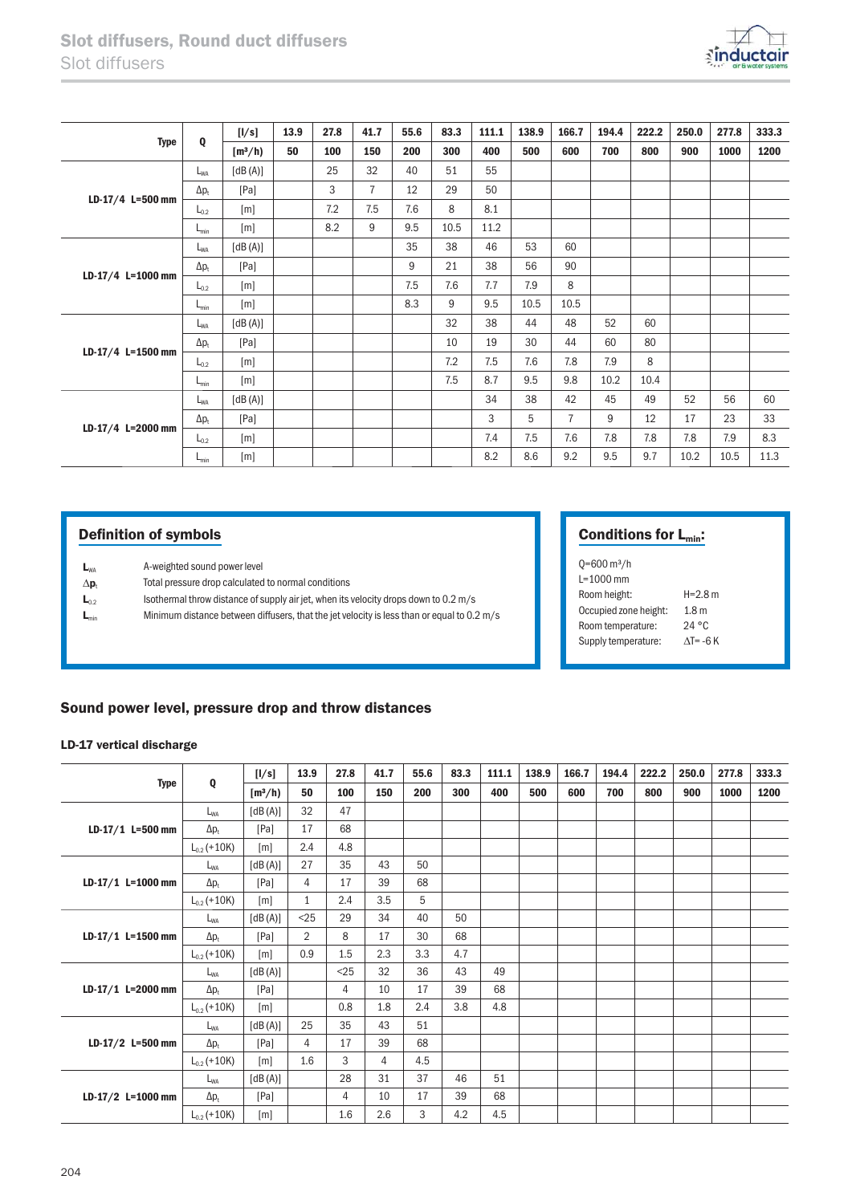# Slot diffusers, Round duct diffusers
## Slot diffusers

| Type | Q | [l/s] | 13.9 | 27.8 | 41.7 | 55.6 | 83.3 | 111.1 | 138.9 | 166.7 | 194.4 | 222.2 | 250.0 | 277.8 | 333.3 |
|---|---|---|---|---|---|---|---|---|---|---|---|---|---|---|---|
| | | [m³/h] | 50 | 100 | 150 | 200 | 300 | 400 | 500 | 600 | 700 | 800 | 900 | 1000 | 1200 |
| LD-17/4 L=500 mm | $L_{WA}$ | [dB (A)] | | 25 | 32 | 40 | 51 | 55 | | | | | | | |
| | $\Delta p_t$ | [Pa] | | 3 | 7 | 12 | 29 | 50 | | | | | | | |
| | $L_{0.2}$ | [m] | | 7.2 | 7.5 | 7.6 | 8 | 8.1 | | | | | | | |
| | $L_{min}$ | [m] | | 8.2 | 9 | 9.5 | 10.5 | 11.2 | | | | | | | |
| LD-17/4 L=1000 mm | $L_{WA}$ | [dB (A)] | | | | 35 | 38 | 46 | 53 | 60 | | | | | |
| | $\Delta p_t$ | [Pa] | | | | 9 | 21 | 38 | 56 | 90 | | | | | |
| | $L_{0.2}$ | [m] | | | | 7.5 | 7.6 | 7.7 | 7.9 | 8 | | | | | |
| | $L_{min}$ | [m] | | | | 8.3 | 9 | 9.5 | 10.5 | 10.5 | | | | | |
| LD-17/4 L=1500 mm | $L_{WA}$ | [dB (A)] | | | | | 32 | 38 | 44 | 48 | 52 | 60 | | | |
| | $\Delta p_t$ | [Pa] | | | | | 10 | 19 | 30 | 44 | 60 | 80 | | | |
| | $L_{0.2}$ | [m] | | | | | 7.2 | 7.5 | 7.6 | 7.8 | 7.9 | 8 | | | |
| | $L_{min}$ | [m] | | | | | 7.5 | 8.7 | 9.5 | 9.8 | 10.2 | 10.4 | | | |
| LD-17/4 L=2000 mm | $L_{WA}$ | [dB (A)] | | | | | | 34 | 38 | 42 | 45 | 49 | 52 | 56 | 60 |
| | $\Delta p_t$ | [Pa] | | | | | | 3 | 5 | 7 | 9 | 12 | 17 | 23 | 33 |
| | $L_{0.2}$ | [m] | | | | | | 7.4 | 7.5 | 7.6 | 7.8 | 7.8 | 7.8 | 7.9 | 8.3 |
| | $L_{min}$ | [m] | | | | | | 8.2 | 8.6 | 9.2 | 9.5 | 9.7 | 10.2 | 10.5 | 11.3 |

### Definition of symbols

- $L_{WA}$ — A-weighted sound power level
- $\Delta p_t$ — Total pressure drop calculated to normal conditions
- $L_{0.2}$ — Isothermal throw distance of supply air jet, when its velocity drops down to 0.2 m/s
- $L_{min}$ — Minimum distance between diffusers, that the jet velocity is less than or equal to 0.2 m/s

### Conditions for $L_{min}$:

Q=600 m³/h
L=1000 mm

| | |
|---|---|
| Room height: | H=2.8 m |
| Occupied zone height: | 1.8 m |
| Room temperature: | 24 °C |
| Supply temperature: | ΔT= -6 K |

## Sound power level, pressure drop and throw distances

### LD-17 vertical discharge

| Type | Q | [l/s] | 13.9 | 27.8 | 41.7 | 55.6 | 83.3 | 111.1 | 138.9 | 166.7 | 194.4 | 222.2 | 250.0 | 277.8 | 333.3 |
|---|---|---|---|---|---|---|---|---|---|---|---|---|---|---|---|
| | | [m³/h] | 50 | 100 | 150 | 200 | 300 | 400 | 500 | 600 | 700 | 800 | 900 | 1000 | 1200 |
| LD-17/1 L=500 mm | $L_{WA}$ | [dB (A)] | 32 | 47 | | | | | | | | | | | |
| | $\Delta p_t$ | [Pa] | 17 | 68 | | | | | | | | | | | |
| | $L_{0.2}$ (+10K) | [m] | 2.4 | 4.8 | | | | | | | | | | | |
| LD-17/1 L=1000 mm | $L_{WA}$ | [dB (A)] | 27 | 35 | 43 | 50 | | | | | | | | | |
| | $\Delta p_t$ | [Pa] | 4 | 17 | 39 | 68 | | | | | | | | | |
| | $L_{0.2}$ (+10K) | [m] | 1 | 2.4 | 3.5 | 5 | | | | | | | | | |
| LD-17/1 L=1500 mm | $L_{WA}$ | [dB (A)] | <25 | 29 | 34 | 40 | 50 | | | | | | | | |
| | $\Delta p_t$ | [Pa] | 2 | 8 | 17 | 30 | 68 | | | | | | | | |
| | $L_{0.2}$ (+10K) | [m] | 0.9 | 1.5 | 2.3 | 3.3 | 4.7 | | | | | | | | |
| LD-17/1 L=2000 mm | $L_{WA}$ | [dB (A)] | | <25 | 32 | 36 | 43 | 49 | | | | | | | |
| | $\Delta p_t$ | [Pa] | | 4 | 10 | 17 | 39 | 68 | | | | | | | |
| | $L_{0.2}$ (+10K) | [m] | | 0.8 | 1.8 | 2.4 | 3.8 | 4.8 | | | | | | | |
| LD-17/2 L=500 mm | $L_{WA}$ | [dB (A)] | 25 | 35 | 43 | 51 | | | | | | | | | |
| | $\Delta p_t$ | [Pa] | 4 | 17 | 39 | 68 | | | | | | | | | |
| | $L_{0.2}$ (+10K) | [m] | 1.6 | 3 | 4 | 4.5 | | | | | | | | | |
| LD-17/2 L=1000 mm | $L_{WA}$ | [dB (A)] | | 28 | 31 | 37 | 46 | 51 | | | | | | | |
| | $\Delta p_t$ | [Pa] | | 4 | 10 | 17 | 39 | 68 | | | | | | | |
| | $L_{0.2}$ (+10K) | [m] | | 1.6 | 2.6 | 3 | 4.2 | 4.5 | | | | | | | |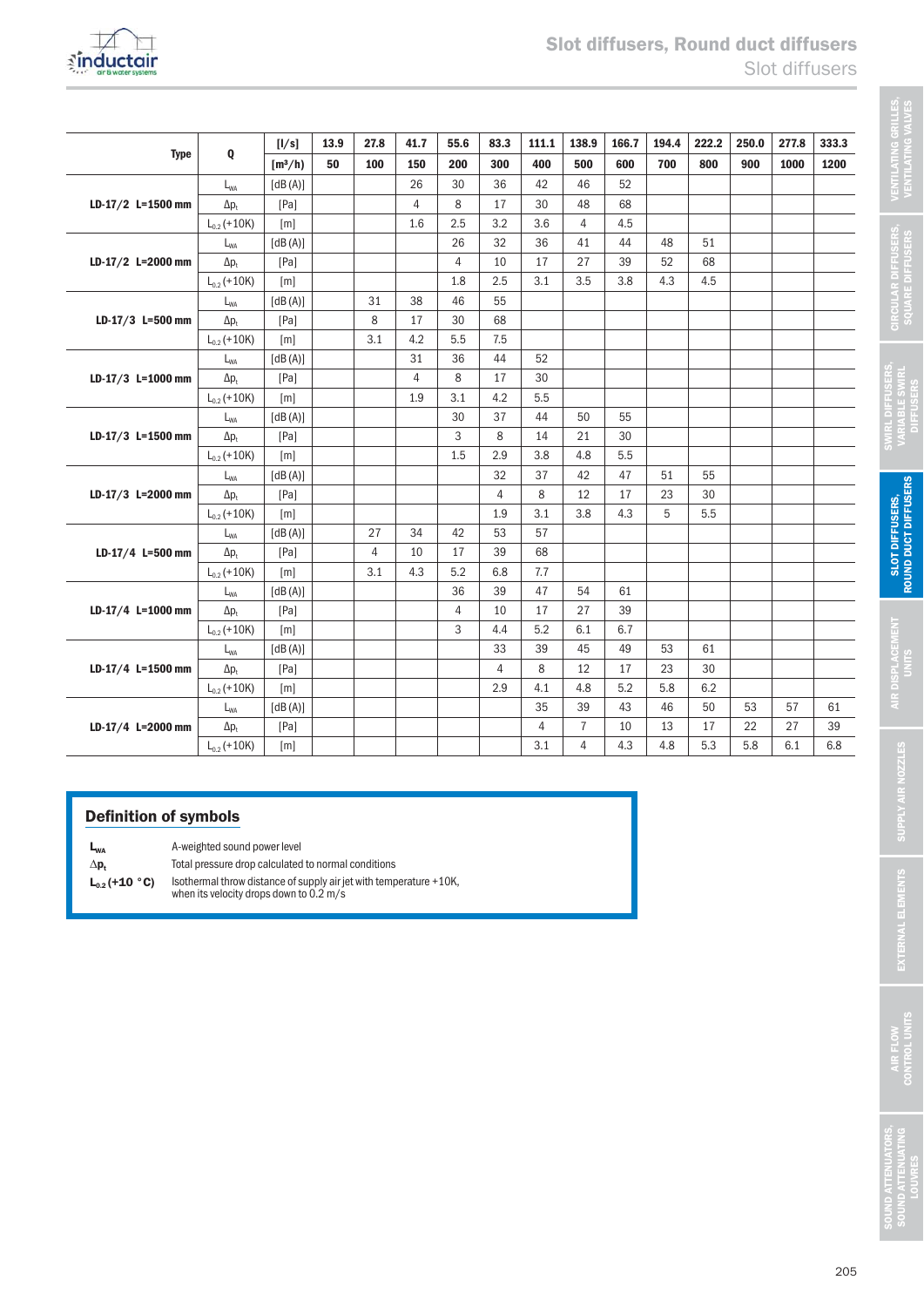| Type | Q | [l/s] | 13.9 | 27.8 | 41.7 | 55.6 | 83.3 | 111.1 | 138.9 | 166.7 | 194.4 | 222.2 | 250.0 | 277.8 | 333.3 |
|---|---|---|---|---|---|---|---|---|---|---|---|---|---|---|---|
| | | [m³/h] | 50 | 100 | 150 | 200 | 300 | 400 | 500 | 600 | 700 | 800 | 900 | 1000 | 1200 |
| LD-17/2 L=1500 mm | $L_{WA}$ | [dB(A)] | | | 26 | 30 | 36 | 42 | 46 | 52 | | | | | |
| | $\Delta p_t$ | [Pa] | | | 4 | 8 | 17 | 30 | 48 | 68 | | | | | |
| | $L_{0.2}$ (+10K) | [m] | | | 1.6 | 2.5 | 3.2 | 3.6 | 4 | 4.5 | | | | | |
| LD-17/2 L=2000 mm | $L_{WA}$ | [dB(A)] | | | | 26 | 32 | 36 | 41 | 44 | 48 | 51 | | | |
| | $\Delta p_t$ | [Pa] | | | | 4 | 10 | 17 | 27 | 39 | 52 | 68 | | | |
| | $L_{0.2}$ (+10K) | [m] | | | | 1.8 | 2.5 | 3.1 | 3.5 | 3.8 | 4.3 | 4.5 | | | |
| LD-17/3 L=500 mm | $L_{WA}$ | [dB(A)] | | 31 | 38 | 46 | 55 | | | | | | | | |
| | $\Delta p_t$ | [Pa] | | 8 | 17 | 30 | 68 | | | | | | | | |
| | $L_{0.2}$ (+10K) | [m] | | 3.1 | 4.2 | 5.5 | 7.5 | | | | | | | | |
| LD-17/3 L=1000 mm | $L_{WA}$ | [dB(A)] | | | 31 | 36 | 44 | 52 | | | | | | | |
| | $\Delta p_t$ | [Pa] | | | 4 | 8 | 17 | 30 | | | | | | | |
| | $L_{0.2}$ (+10K) | [m] | | | 1.9 | 3.1 | 4.2 | 5.5 | | | | | | | |
| LD-17/3 L=1500 mm | $L_{WA}$ | [dB(A)] | | | | 30 | 37 | 44 | 50 | 55 | | | | | |
| | $\Delta p_t$ | [Pa] | | | | 3 | 8 | 14 | 21 | 30 | | | | | |
| | $L_{0.2}$ (+10K) | [m] | | | | 1.5 | 2.9 | 3.8 | 4.8 | 5.5 | | | | | |
| LD-17/3 L=2000 mm | $L_{WA}$ | [dB(A)] | | | | | 32 | 37 | 42 | 47 | 51 | 55 | | | |
| | $\Delta p_t$ | [Pa] | | | | | 4 | 8 | 12 | 17 | 23 | 30 | | | |
| | $L_{0.2}$ (+10K) | [m] | | | | | 1.9 | 3.1 | 3.8 | 4.3 | 5 | 5.5 | | | |
| LD-17/4 L=500 mm | $L_{WA}$ | [dB(A)] | | 27 | 34 | 42 | 53 | 57 | | | | | | | |
| | $\Delta p_t$ | [Pa] | | 4 | 10 | 17 | 39 | 68 | | | | | | | |
| | $L_{0.2}$ (+10K) | [m] | | 3.1 | 4.3 | 5.2 | 6.8 | 7.7 | | | | | | | |
| LD-17/4 L=1000 mm | $L_{WA}$ | [dB(A)] | | | | 36 | 39 | 47 | 54 | 61 | | | | | |
| | $\Delta p_t$ | [Pa] | | | | 4 | 10 | 17 | 27 | 39 | | | | | |
| | $L_{0.2}$ (+10K) | [m] | | | | 3 | 4.4 | 5.2 | 6.1 | 6.7 | | | | | |
| LD-17/4 L=1500 mm | $L_{WA}$ | [dB(A)] | | | | | 33 | 39 | 45 | 49 | 53 | 61 | | | |
| | $\Delta p_t$ | [Pa] | | | | | 4 | 8 | 12 | 17 | 23 | 30 | | | |
| | $L_{0.2}$ (+10K) | [m] | | | | | 2.9 | 4.1 | 4.8 | 5.2 | 5.8 | 6.2 | | | |
| LD-17/4 L=2000 mm | $L_{WA}$ | [dB(A)] | | | | | | 35 | 39 | 43 | 46 | 50 | 53 | 57 | 61 |
| | $\Delta p_t$ | [Pa] | | | | | | 4 | 7 | 10 | 13 | 17 | 22 | 27 | 39 |
| | $L_{0.2}$ (+10K) | [m] | | | | | | 3.1 | 4 | 4.3 | 4.8 | 5.3 | 5.8 | 6.1 | 6.8 |

## Definition of symbols

| | |
|---|---|
| $L_{WA}$ | A-weighted sound power level |
| $\Delta p_t$ | Total pressure drop calculated to normal conditions |
| $L_{0.2}$ (+10 °C) | Isothermal throw distance of supply air jet with temperature +10K, when its velocity drops down to 0.2 m/s |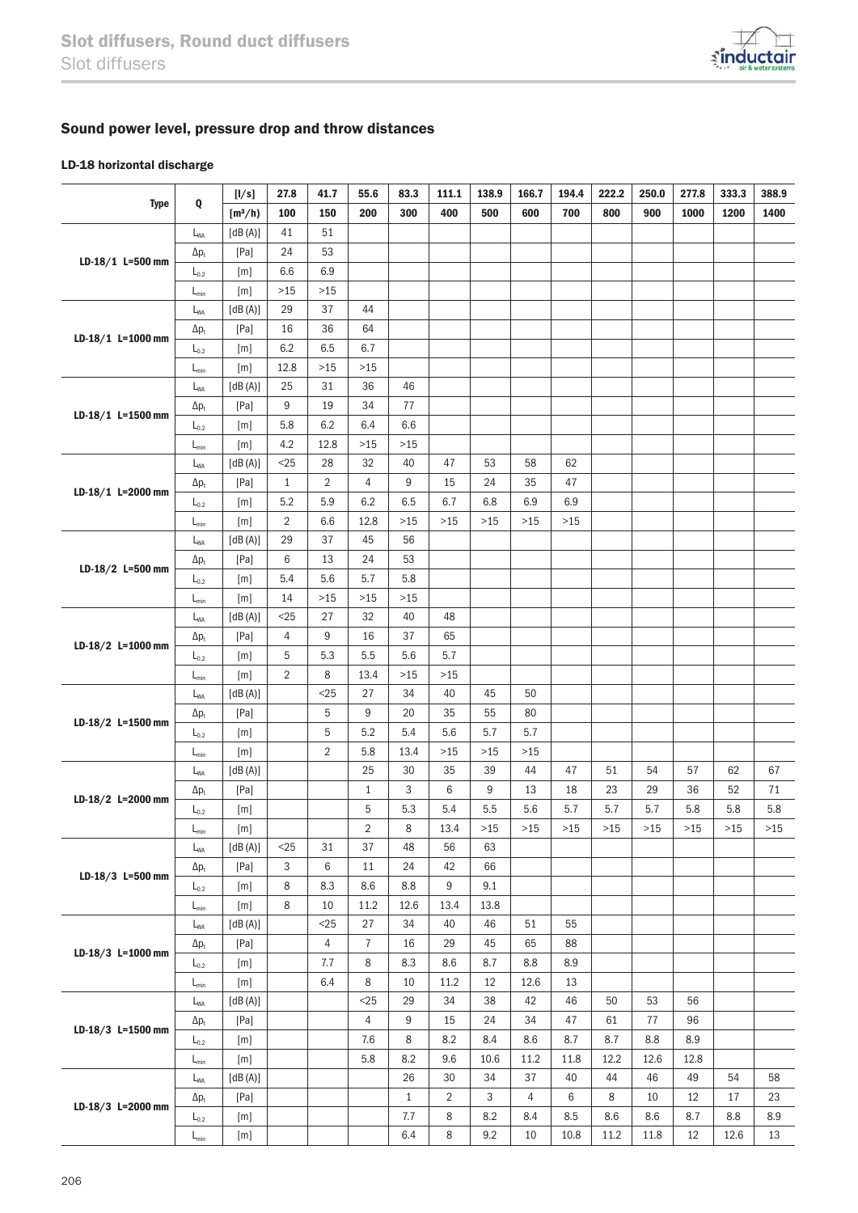## Sound power level, pressure drop and throw distances

### LD-18 horizontal discharge

| Type | Q | [l/s] | 27.8 | 41.7 | 55.6 | 83.3 | 111.1 | 138.9 | 166.7 | 194.4 | 222.2 | 250.0 | 277.8 | 333.3 | 388.9 |
|---|---|---|---|---|---|---|---|---|---|---|---|---|---|---|---|
| | | [m³/h] | 100 | 150 | 200 | 300 | 400 | 500 | 600 | 700 | 800 | 900 | 1000 | 1200 | 1400 |
| LD-18/1 L=500 mm | $L_{WA}$ | [dB (A)] | 41 | 51 | | | | | | | | | | | |
| | $\Delta p_t$ | [Pa] | 24 | 53 | | | | | | | | | | | |
| | $L_{0.2}$ | [m] | 6.6 | 6.9 | | | | | | | | | | | |
| | $L_{min}$ | [m] | >15 | >15 | | | | | | | | | | | |
| LD-18/1 L=1000 mm | $L_{WA}$ | [dB (A)] | 29 | 37 | 44 | | | | | | | | | | |
| | $\Delta p_t$ | [Pa] | 16 | 36 | 64 | | | | | | | | | | |
| | $L_{0.2}$ | [m] | 6.2 | 6.5 | 6.7 | | | | | | | | | | |
| | $L_{min}$ | [m] | 12.8 | >15 | >15 | | | | | | | | | | |
| LD-18/1 L=1500 mm | $L_{WA}$ | [dB (A)] | 25 | 31 | 36 | 46 | | | | | | | | | |
| | $\Delta p_t$ | [Pa] | 9 | 19 | 34 | 77 | | | | | | | | | |
| | $L_{0.2}$ | [m] | 5.8 | 6.2 | 6.4 | 6.6 | | | | | | | | | |
| | $L_{min}$ | [m] | 4.2 | 12.8 | >15 | >15 | | | | | | | | | |
| LD-18/1 L=2000 mm | $L_{WA}$ | [dB (A)] | <25 | 28 | 32 | 40 | 47 | 53 | 58 | 62 | | | | | |
| | $\Delta p_t$ | [Pa] | 1 | 2 | 4 | 9 | 15 | 24 | 35 | 47 | | | | | |
| | $L_{0.2}$ | [m] | 5.2 | 5.9 | 6.2 | 6.5 | 6.7 | 6.8 | 6.9 | 6.9 | | | | | |
| | $L_{min}$ | [m] | 2 | 6.6 | 12.8 | >15 | >15 | >15 | >15 | >15 | | | | | |
| LD-18/2 L=500 mm | $L_{WA}$ | [dB (A)] | 29 | 37 | 45 | 56 | | | | | | | | | |
| | $\Delta p_t$ | [Pa] | 6 | 13 | 24 | 53 | | | | | | | | | |
| | $L_{0.2}$ | [m] | 5.4 | 5.6 | 5.7 | 5.8 | | | | | | | | | |
| | $L_{min}$ | [m] | 14 | >15 | >15 | >15 | | | | | | | | | |
| LD-18/2 L=1000 mm | $L_{WA}$ | [dB (A)] | <25 | 27 | 32 | 40 | 48 | | | | | | | | |
| | $\Delta p_t$ | [Pa] | 4 | 9 | 16 | 37 | 65 | | | | | | | | |
| | $L_{0.2}$ | [m] | 5 | 5.3 | 5.5 | 5.6 | 5.7 | | | | | | | | |
| | $L_{min}$ | [m] | 2 | 8 | 13.4 | >15 | >15 | | | | | | | | |
| LD-18/2 L=1500 mm | $L_{WA}$ | [dB (A)] | | <25 | 27 | 34 | 40 | 45 | 50 | | | | | | |
| | $\Delta p_t$ | [Pa] | | 5 | 9 | 20 | 35 | 55 | 80 | | | | | | |
| | $L_{0.2}$ | [m] | | 5 | 5.2 | 5.4 | 5.6 | 5.7 | 5.7 | | | | | | |
| | $L_{min}$ | [m] | | 2 | 5.8 | 13.4 | >15 | >15 | >15 | | | | | | |
| LD-18/2 L=2000 mm | $L_{WA}$ | [dB (A)] | | | 25 | 30 | 35 | 39 | 44 | 47 | 51 | 54 | 57 | 62 | 67 |
| | $\Delta p_t$ | [Pa] | | | 1 | 3 | 6 | 9 | 13 | 18 | 23 | 29 | 36 | 52 | 71 |
| | $L_{0.2}$ | [m] | | | 5 | 5.3 | 5.4 | 5.5 | 5.6 | 5.7 | 5.7 | 5.7 | 5.8 | 5.8 | 5.8 |
| | $L_{min}$ | [m] | | | 2 | 8 | 13.4 | >15 | >15 | >15 | >15 | >15 | >15 | >15 | >15 |
| LD-18/3 L=500 mm | $L_{WA}$ | [dB (A)] | <25 | 31 | 37 | 48 | 56 | 63 | | | | | | | |
| | $\Delta p_t$ | [Pa] | 3 | 6 | 11 | 24 | 42 | 66 | | | | | | | |
| | $L_{0.2}$ | [m] | 8 | 8.3 | 8.6 | 8.8 | 9 | 9.1 | | | | | | | |
| | $L_{min}$ | [m] | 8 | 10 | 11.2 | 12.6 | 13.4 | 13.8 | | | | | | | |
| LD-18/3 L=1000 mm | $L_{WA}$ | [dB (A)] | | <25 | 27 | 34 | 40 | 46 | 51 | 55 | | | | | |
| | $\Delta p_t$ | [Pa] | | 4 | 7 | 16 | 29 | 45 | 65 | 88 | | | | | |
| | $L_{0.2}$ | [m] | | 7.7 | 8 | 8.3 | 8.6 | 8.7 | 8.8 | 8.9 | | | | | |
| | $L_{min}$ | [m] | | 6.4 | 8 | 10 | 11.2 | 12 | 12.6 | 13 | | | | | |
| LD-18/3 L=1500 mm | $L_{WA}$ | [dB (A)] | | | <25 | 29 | 34 | 38 | 42 | 46 | 50 | 53 | 56 | | |
| | $\Delta p_t$ | [Pa] | | | 4 | 9 | 15 | 24 | 34 | 47 | 61 | 77 | 96 | | |
| | $L_{0.2}$ | [m] | | | 7.6 | 8 | 8.2 | 8.4 | 8.6 | 8.7 | 8.7 | 8.8 | 8.9 | | |
| | $L_{min}$ | [m] | | | 5.8 | 8.2 | 9.6 | 10.6 | 11.2 | 11.8 | 12.2 | 12.6 | 12.8 | | |
| LD-18/3 L=2000 mm | $L_{WA}$ | [dB (A)] | | | | 26 | 30 | 34 | 37 | 40 | 44 | 46 | 49 | 54 | 58 |
| | $\Delta p_t$ | [Pa] | | | | 1 | 2 | 3 | 4 | 6 | 8 | 10 | 12 | 17 | 23 |
| | $L_{0.2}$ | [m] | | | | 7.7 | 8 | 8.2 | 8.4 | 8.5 | 8.6 | 8.6 | 8.7 | 8.8 | 8.9 |
| | $L_{min}$ | [m] | | | | 6.4 | 8 | 9.2 | 10 | 10.8 | 11.2 | 11.8 | 12 | 12.6 | 13 |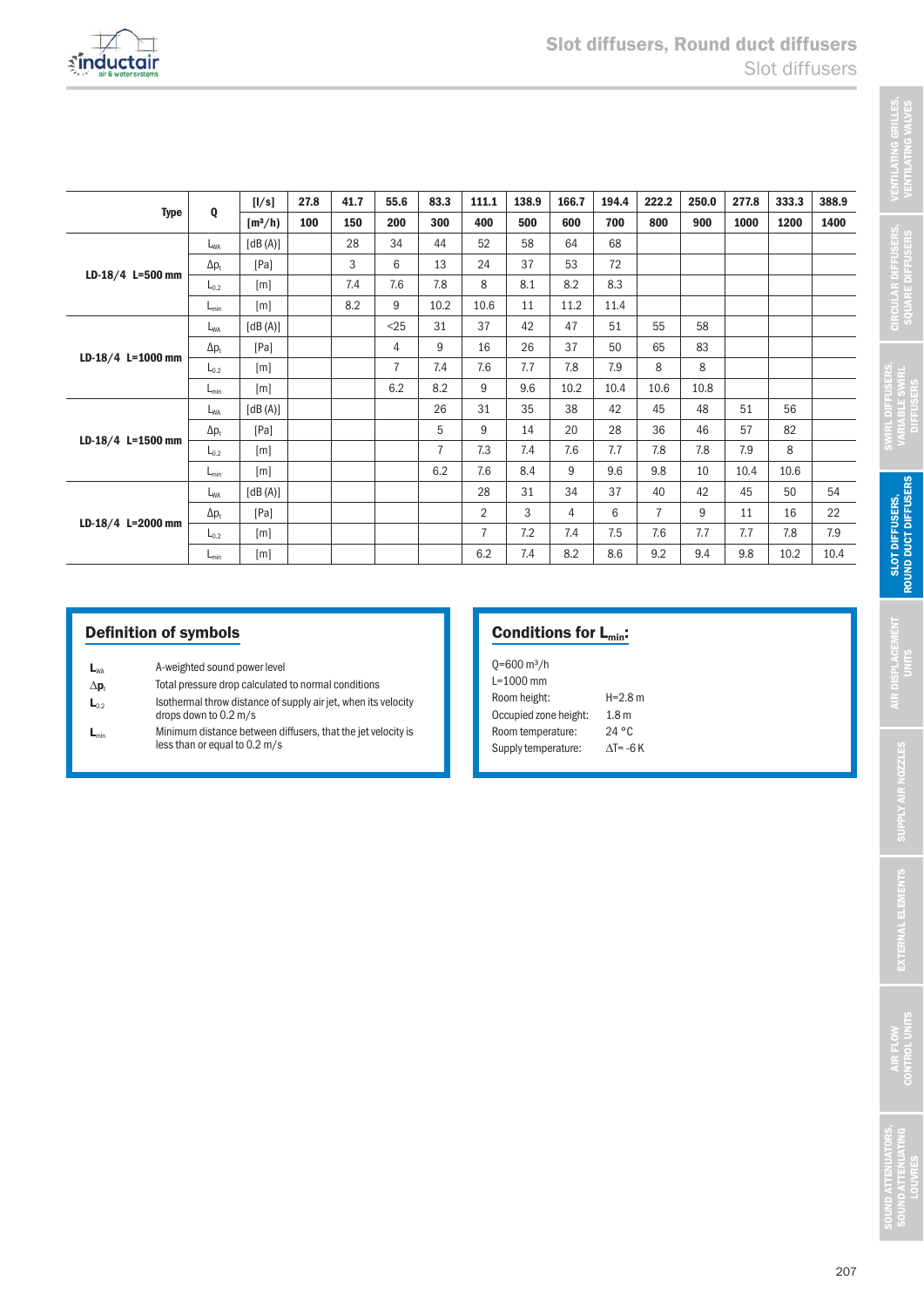| Type | Q | [l/s] | 27.8 | 41.7 | 55.6 | 83.3 | 111.1 | 138.9 | 166.7 | 194.4 | 222.2 | 250.0 | 277.8 | 333.3 | 388.9 |
|---|---|---|---|---|---|---|---|---|---|---|---|---|---|---|---|
| | | [m³/h] | 100 | 150 | 200 | 300 | 400 | 500 | 600 | 700 | 800 | 900 | 1000 | 1200 | 1400 |
| LD-18/4 L=500 mm | $L_{WA}$ | [dB (A)] | | 28 | 34 | 44 | 52 | 58 | 64 | 68 | | | | | |
| | $\Delta p_t$ | [Pa] | | 3 | 6 | 13 | 24 | 37 | 53 | 72 | | | | | |
| | $L_{0.2}$ | [m] | | 7.4 | 7.6 | 7.8 | 8 | 8.1 | 8.2 | 8.3 | | | | | |
| | $L_{min}$ | [m] | | 8.2 | 9 | 10.2 | 10.6 | 11 | 11.2 | 11.4 | | | | | |
| LD-18/4 L=1000 mm | $L_{WA}$ | [dB (A)] | | | <25 | 31 | 37 | 42 | 47 | 51 | 55 | 58 | | | |
| | $\Delta p_t$ | [Pa] | | | 4 | 9 | 16 | 26 | 37 | 50 | 65 | 83 | | | |
| | $L_{0.2}$ | [m] | | | 7 | 7.4 | 7.6 | 7.7 | 7.8 | 7.9 | 8 | 8 | | | |
| | $L_{min}$ | [m] | | | 6.2 | 8.2 | 9 | 9.6 | 10.2 | 10.4 | 10.6 | 10.8 | | | |
| LD-18/4 L=1500 mm | $L_{WA}$ | [dB (A)] | | | | 26 | 31 | 35 | 38 | 42 | 45 | 48 | 51 | 56 | |
| | $\Delta p_t$ | [Pa] | | | | 5 | 9 | 14 | 20 | 28 | 36 | 46 | 57 | 82 | |
| | $L_{0.2}$ | [m] | | | | 7 | 7.3 | 7.4 | 7.6 | 7.7 | 7.8 | 7.8 | 7.9 | 8 | |
| | $L_{min}$ | [m] | | | | 6.2 | 7.6 | 8.4 | 9 | 9.6 | 9.8 | 10 | 10.4 | 10.6 | |
| LD-18/4 L=2000 mm | $L_{WA}$ | [dB (A)] | | | | | 28 | 31 | 34 | 37 | 40 | 42 | 45 | 50 | 54 |
| | $\Delta p_t$ | [Pa] | | | | | 2 | 3 | 4 | 6 | 7 | 9 | 11 | 16 | 22 |
| | $L_{0.2}$ | [m] | | | | | 7 | 7.2 | 7.4 | 7.5 | 7.6 | 7.7 | 7.7 | 7.8 | 7.9 |
| | $L_{min}$ | [m] | | | | | 6.2 | 7.4 | 8.2 | 8.6 | 9.2 | 9.4 | 9.8 | 10.2 | 10.4 |

## Definition of symbols

- $L_{WA}$ — A-weighted sound power level
- $\Delta p_t$ — Total pressure drop calculated to normal conditions
- $L_{0.2}$ — Isothermal throw distance of supply air jet, when its velocity drops down to 0.2 m/s
- $L_{min}$ — Minimum distance between diffusers, that the jet velocity is less than or equal to 0.2 m/s

## Conditions for $L_{min}$:

Q=600 m³/h
L=1000 mm

| | |
|---|---|
| Room height: | H=2.8 m |
| Occupied zone height: | 1.8 m |
| Room temperature: | 24 °C |
| Supply temperature: | ΔT= -6 K |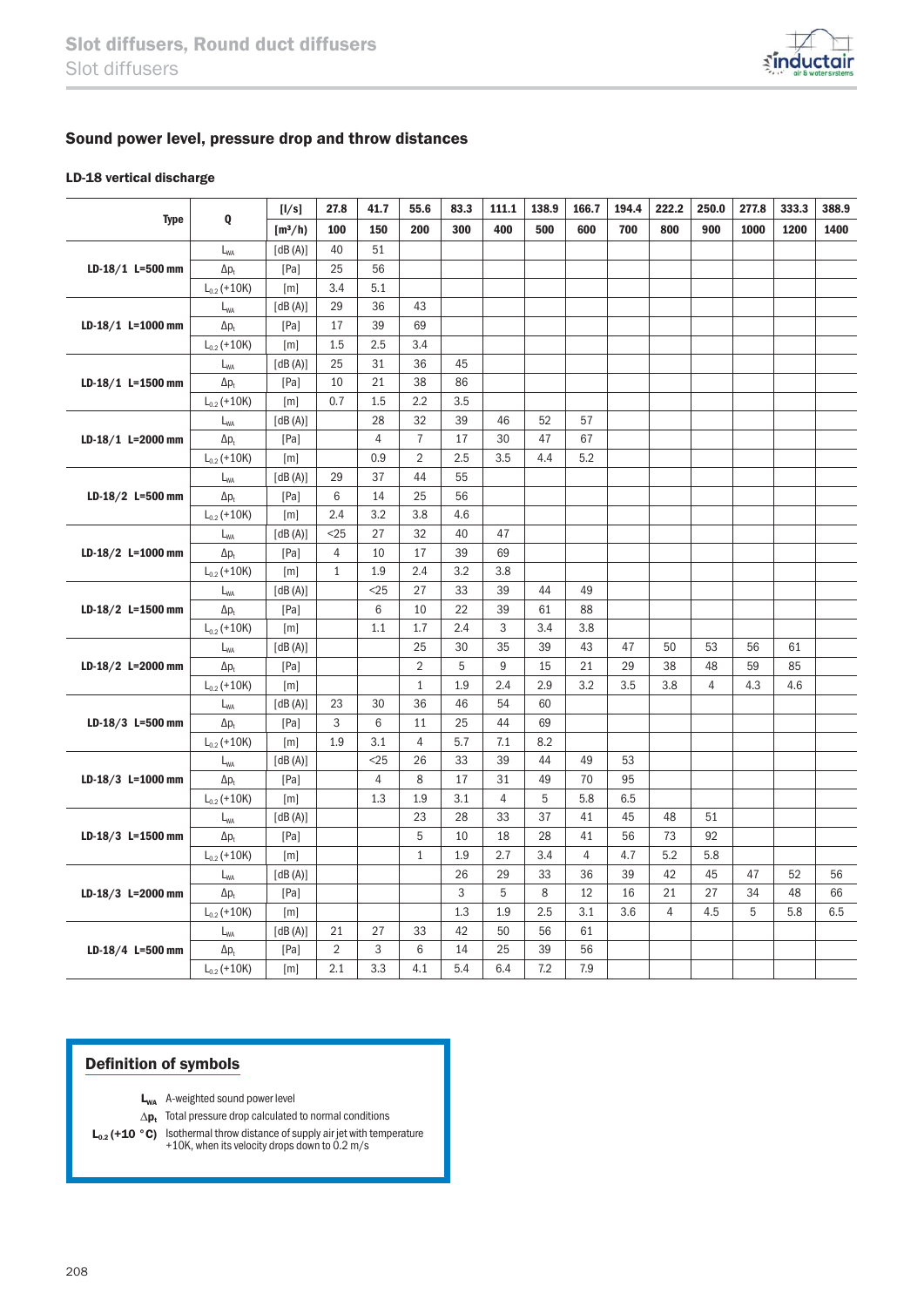# Slot diffusers, Round duct diffusers

Slot diffusers

## Sound power level, pressure drop and throw distances

### LD-18 vertical discharge

| Type | Q | [l/s] | 27.8 | 41.7 | 55.6 | 83.3 | 111.1 | 138.9 | 166.7 | 194.4 | 222.2 | 250.0 | 277.8 | 333.3 | 388.9 |
|---|---|---|---|---|---|---|---|---|---|---|---|---|---|---|---|
| | | [m³/h] | 100 | 150 | 200 | 300 | 400 | 500 | 600 | 700 | 800 | 900 | 1000 | 1200 | 1400 |
| LD-18/1 L=500 mm | $L_{WA}$ | [dB (A)] | 40 | 51 | | | | | | | | | | | |
| | $\Delta p_t$ | [Pa] | 25 | 56 | | | | | | | | | | | |
| | $L_{0.2}$ (+10K) | [m] | 3.4 | 5.1 | | | | | | | | | | | |
| LD-18/1 L=1000 mm | $L_{WA}$ | [dB (A)] | 29 | 36 | 43 | | | | | | | | | | |
| | $\Delta p_t$ | [Pa] | 17 | 39 | 69 | | | | | | | | | | |
| | $L_{0.2}$ (+10K) | [m] | 1.5 | 2.5 | 3.4 | | | | | | | | | | |
| LD-18/1 L=1500 mm | $L_{WA}$ | [dB (A)] | 25 | 31 | 36 | 45 | | | | | | | | | |
| | $\Delta p_t$ | [Pa] | 10 | 21 | 38 | 86 | | | | | | | | | |
| | $L_{0.2}$ (+10K) | [m] | 0.7 | 1.5 | 2.2 | 3.5 | | | | | | | | | |
| LD-18/1 L=2000 mm | $L_{WA}$ | [dB (A)] | | 28 | 32 | 39 | 46 | 52 | 57 | | | | | | |
| | $\Delta p_t$ | [Pa] | | 4 | 7 | 17 | 30 | 47 | 67 | | | | | | |
| | $L_{0.2}$ (+10K) | [m] | | 0.9 | 2 | 2.5 | 3.5 | 4.4 | 5.2 | | | | | | |
| LD-18/2 L=500 mm | $L_{WA}$ | [dB (A)] | 29 | 37 | 44 | 55 | | | | | | | | | |
| | $\Delta p_t$ | [Pa] | 6 | 14 | 25 | 56 | | | | | | | | | |
| | $L_{0.2}$ (+10K) | [m] | 2.4 | 3.2 | 3.8 | 4.6 | | | | | | | | | |
| LD-18/2 L=1000 mm | $L_{WA}$ | [dB (A)] | <25 | 27 | 32 | 40 | 47 | | | | | | | | |
| | $\Delta p_t$ | [Pa] | 4 | 10 | 17 | 39 | 69 | | | | | | | | |
| | $L_{0.2}$ (+10K) | [m] | 1 | 1.9 | 2.4 | 3.2 | 3.8 | | | | | | | | |
| LD-18/2 L=1500 mm | $L_{WA}$ | [dB (A)] | | <25 | 27 | 33 | 39 | 44 | 49 | | | | | | |
| | $\Delta p_t$ | [Pa] | | 6 | 10 | 22 | 39 | 61 | 88 | | | | | | |
| | $L_{0.2}$ (+10K) | [m] | | 1.1 | 1.7 | 2.4 | 3 | 3.4 | 3.8 | | | | | | |
| LD-18/2 L=2000 mm | $L_{WA}$ | [dB (A)] | | | 25 | 30 | 35 | 39 | 43 | 47 | 50 | 53 | 56 | 61 | |
| | $\Delta p_t$ | [Pa] | | | 2 | 5 | 9 | 15 | 21 | 29 | 38 | 48 | 59 | 85 | |
| | $L_{0.2}$ (+10K) | [m] | | | 1 | 1.9 | 2.4 | 2.9 | 3.2 | 3.5 | 3.8 | 4 | 4.3 | 4.6 | |
| LD-18/3 L=500 mm | $L_{WA}$ | [dB (A)] | 23 | 30 | 36 | 46 | 54 | 60 | | | | | | | |
| | $\Delta p_t$ | [Pa] | 3 | 6 | 11 | 25 | 44 | 69 | | | | | | | |
| | $L_{0.2}$ (+10K) | [m] | 1.9 | 3.1 | 4 | 5.7 | 7.1 | 8.2 | | | | | | | |
| LD-18/3 L=1000 mm | $L_{WA}$ | [dB (A)] | | <25 | 26 | 33 | 39 | 44 | 49 | 53 | | | | | |
| | $\Delta p_t$ | [Pa] | | 4 | 8 | 17 | 31 | 49 | 70 | 95 | | | | | |
| | $L_{0.2}$ (+10K) | [m] | | 1.3 | 1.9 | 3.1 | 4 | 5 | 5.8 | 6.5 | | | | | |
| LD-18/3 L=1500 mm | $L_{WA}$ | [dB (A)] | | | 23 | 28 | 33 | 37 | 41 | 45 | 48 | 51 | | | |
| | $\Delta p_t$ | [Pa] | | | 5 | 10 | 18 | 28 | 41 | 56 | 73 | 92 | | | |
| | $L_{0.2}$ (+10K) | [m] | | | 1 | 1.9 | 2.7 | 3.4 | 4 | 4.7 | 5.2 | 5.8 | | | |
| LD-18/3 L=2000 mm | $L_{WA}$ | [dB (A)] | | | | 26 | 29 | 33 | 36 | 39 | 42 | 45 | 47 | 52 | 56 |
| | $\Delta p_t$ | [Pa] | | | | 3 | 5 | 8 | 12 | 16 | 21 | 27 | 34 | 48 | 66 |
| | $L_{0.2}$ (+10K) | [m] | | | | 1.3 | 1.9 | 2.5 | 3.1 | 3.6 | 4 | 4.5 | 5 | 5.8 | 6.5 |
| LD-18/4 L=500 mm | $L_{WA}$ | [dB (A)] | 21 | 27 | 33 | 42 | 50 | 56 | 61 | | | | | | |
| | $\Delta p_t$ | [Pa] | 2 | 3 | 6 | 14 | 25 | 39 | 56 | | | | | | |
| | $L_{0.2}$ (+10K) | [m] | 2.1 | 3.3 | 4.1 | 5.4 | 6.4 | 7.2 | 7.9 | | | | | | |

### Definition of symbols

$L_{WA}$ A-weighted sound power level

$\Delta p_t$ Total pressure drop calculated to normal conditions

$L_{0.2}$ (+10 °C) Isothermal throw distance of supply air jet with temperature +10K, when its velocity drops down to 0.2 m/s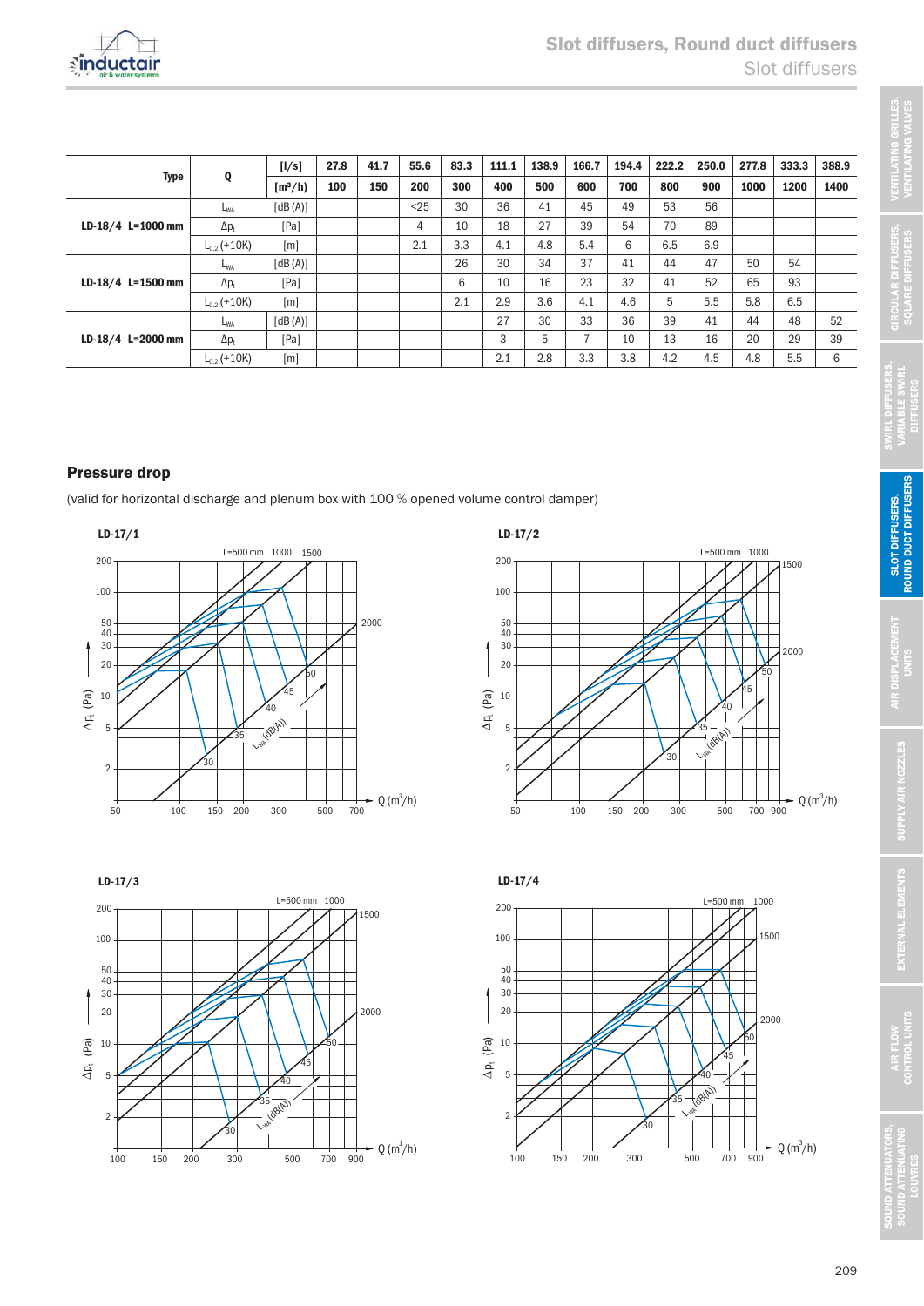| Type | Q | [l/s] | 27.8 | 41.7 | 55.6 | 83.3 | 111.1 | 138.9 | 166.7 | 194.4 | 222.2 | 250.0 | 277.8 | 333.3 | 388.9 |
|---|---|---|---|---|---|---|---|---|---|---|---|---|---|---|---|
| | | [m³/h] | 100 | 150 | 200 | 300 | 400 | 500 | 600 | 700 | 800 | 900 | 1000 | 1200 | 1400 |
| LD-18/4 L=1000 mm | $L_{WA}$ | [dB (A)] | | | <25 | 30 | 36 | 41 | 45 | 49 | 53 | 56 | | | |
| | $\Delta p_t$ | [Pa] | | | 4 | 10 | 18 | 27 | 39 | 54 | 70 | 89 | | | |
| | $L_{0.2}$ (+10K) | [m] | | | 2.1 | 3.3 | 4.1 | 4.8 | 5.4 | 6 | 6.5 | 6.9 | | | |
| LD-18/4 L=1500 mm | $L_{WA}$ | [dB (A)] | | | | 26 | 30 | 34 | 37 | 41 | 44 | 47 | 50 | 54 | |
| | $\Delta p_t$ | [Pa] | | | | 6 | 10 | 16 | 23 | 32 | 41 | 52 | 65 | 93 | |
| | $L_{0.2}$ (+10K) | [m] | | | | 2.1 | 2.9 | 3.6 | 4.1 | 4.6 | 5 | 5.5 | 5.8 | 6.5 | |
| LD-18/4 L=2000 mm | $L_{WA}$ | [dB (A)] | | | | | 27 | 30 | 33 | 36 | 39 | 41 | 44 | 48 | 52 |
| | $\Delta p_t$ | [Pa] | | | | | 3 | 5 | 7 | 10 | 13 | 16 | 20 | 29 | 39 |
| | $L_{0.2}$ (+10K) | [m] | | | | | 2.1 | 2.8 | 3.3 | 3.8 | 4.2 | 4.5 | 4.8 | 5.5 | 6 |

## Pressure drop

(valid for horizontal discharge and plenum box with 100 % opened volume control damper)

LD-17/1

LD-17/2

LD-17/3

LD-17/4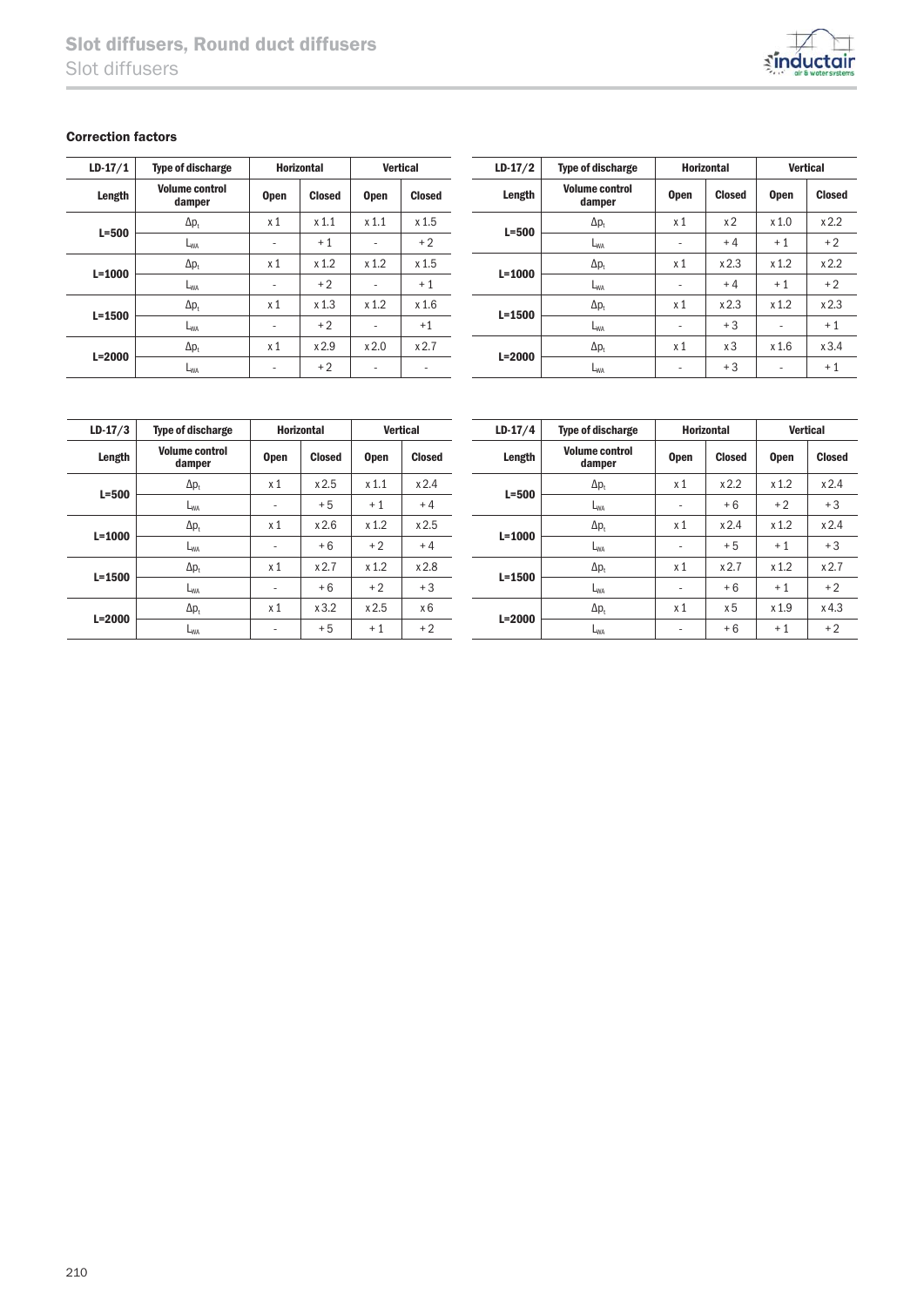## Correction factors

| LD-17/1 | Type of discharge | Horizontal | | Vertical | |
|---|---|---|---|---|---|
| Length | Volume control damper | Open | Closed | Open | Closed |
| L=500 | $\Delta p_t$ | x 1 | x 1.1 | x 1.1 | x 1.5 |
| | $L_{WA}$ | - | + 1 | - | + 2 |
| L=1000 | $\Delta p_t$ | x 1 | x 1.2 | x 1.2 | x 1.5 |
| | $L_{WA}$ | - | + 2 | - | + 1 |
| L=1500 | $\Delta p_t$ | x 1 | x 1.3 | x 1.2 | x 1.6 |
| | $L_{WA}$ | - | + 2 | - | +1 |
| L=2000 | $\Delta p_t$ | x 1 | x 2.9 | x 2.0 | x 2.7 |
| | $L_{WA}$ | - | + 2 | - | - |

| LD-17/2 | Type of discharge | Horizontal | | Vertical | |
|---|---|---|---|---|---|
| Length | Volume control damper | Open | Closed | Open | Closed |
| L=500 | $\Delta p_t$ | x 1 | x 2 | x 1.0 | x 2.2 |
| | $L_{WA}$ | - | + 4 | + 1 | + 2 |
| L=1000 | $\Delta p_t$ | x 1 | x 2.3 | x 1.2 | x 2.2 |
| | $L_{WA}$ | - | + 4 | + 1 | + 2 |
| L=1500 | $\Delta p_t$ | x 1 | x 2.3 | x 1.2 | x 2.3 |
| | $L_{WA}$ | - | + 3 | - | + 1 |
| L=2000 | $\Delta p_t$ | x 1 | x 3 | x 1.6 | x 3.4 |
| | $L_{WA}$ | - | + 3 | - | + 1 |

| LD-17/3 | Type of discharge | Horizontal | | Vertical | |
|---|---|---|---|---|---|
| Length | Volume control damper | Open | Closed | Open | Closed |
| L=500 | $\Delta p_t$ | x 1 | x 2.5 | x 1.1 | x 2.4 |
| | $L_{WA}$ | - | + 5 | + 1 | + 4 |
| L=1000 | $\Delta p_t$ | x 1 | x 2.6 | x 1.2 | x 2.5 |
| | $L_{WA}$ | - | + 6 | + 2 | + 4 |
| L=1500 | $\Delta p_t$ | x 1 | x 2.7 | x 1.2 | x 2.8 |
| | $L_{WA}$ | - | + 6 | + 2 | + 3 |
| L=2000 | $\Delta p_t$ | x 1 | x 3.2 | x 2.5 | x 6 |
| | $L_{WA}$ | - | + 5 | + 1 | + 2 |

| LD-17/4 | Type of discharge | Horizontal | | Vertical | |
|---|---|---|---|---|---|
| Length | Volume control damper | Open | Closed | Open | Closed |
| L=500 | $\Delta p_t$ | x 1 | x 2.2 | x 1.2 | x 2.4 |
| | $L_{WA}$ | - | + 6 | + 2 | + 3 |
| L=1000 | $\Delta p_t$ | x 1 | x 2.4 | x 1.2 | x 2.4 |
| | $L_{WA}$ | - | + 5 | + 1 | + 3 |
| L=1500 | $\Delta p_t$ | x 1 | x 2.7 | x 1.2 | x 2.7 |
| | $L_{WA}$ | - | + 6 | + 1 | + 2 |
| L=2000 | $\Delta p_t$ | x 1 | x 5 | x 1.9 | x 4.3 |
| | $L_{WA}$ | - | + 6 | + 1 | + 2 |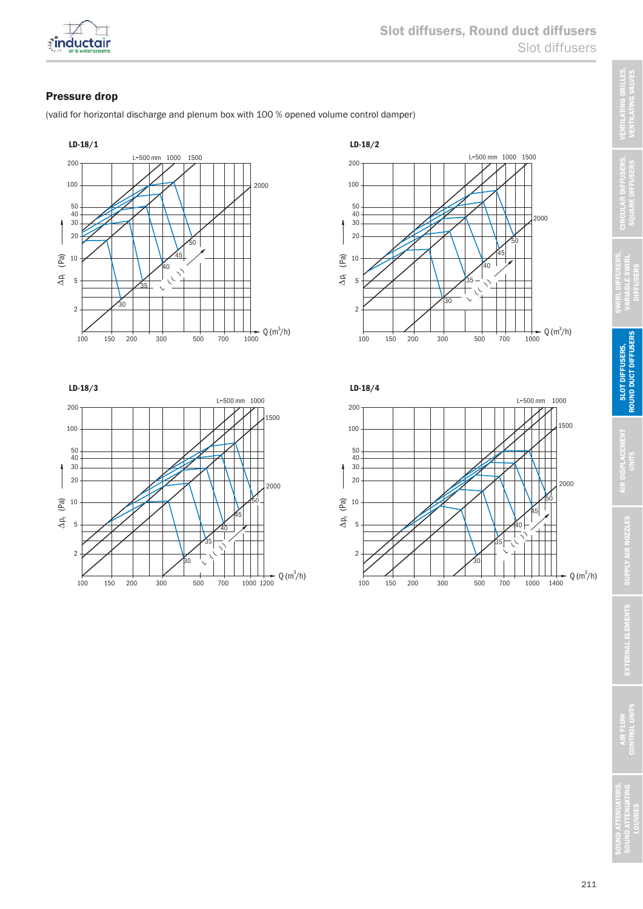## Pressure drop

(valid for horizontal discharge and plenum box with 100 % opened volume control damper)

LD-18/1

LD-18/2

LD-18/3

LD-18/4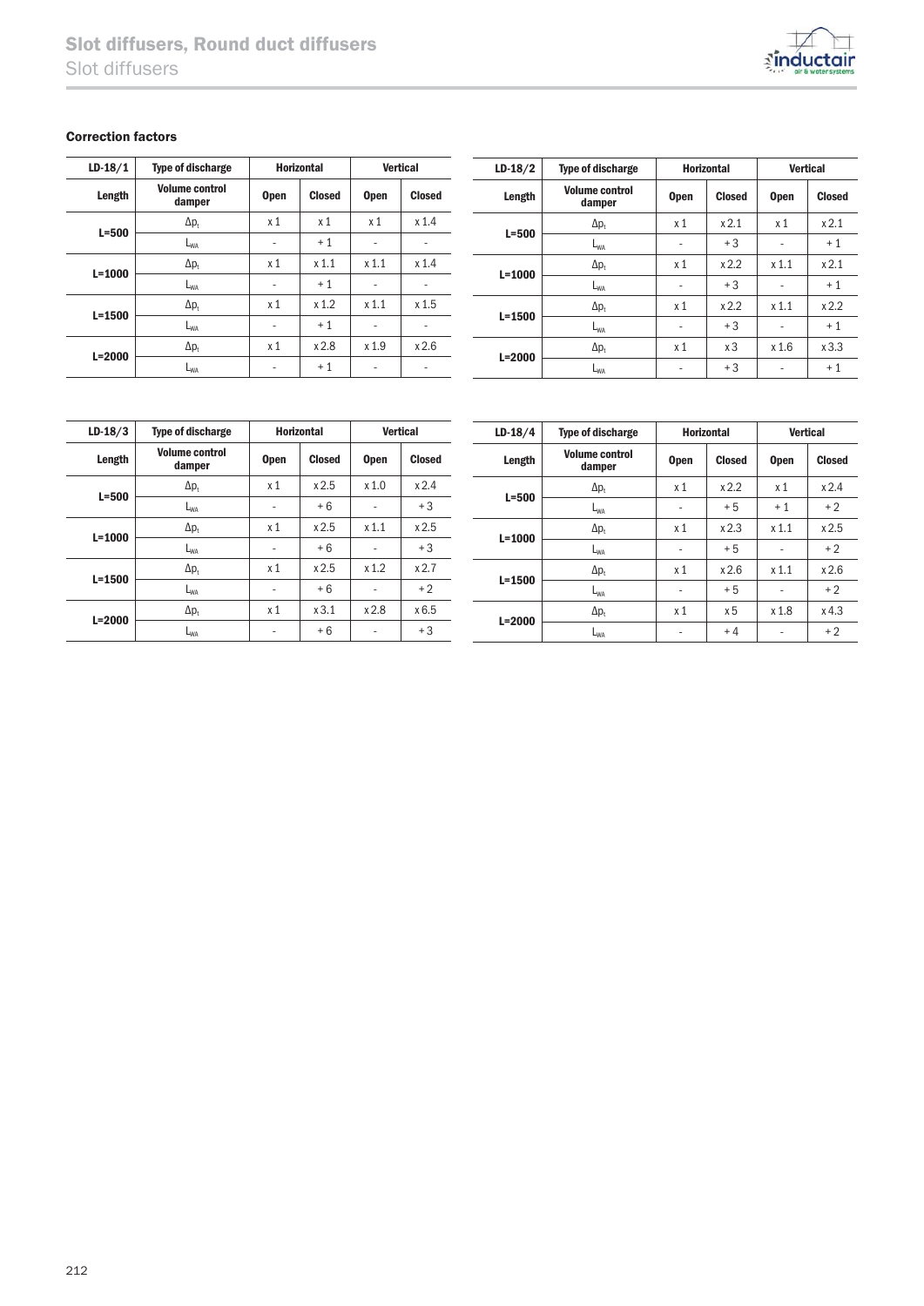### Correction factors

| LD-18/1 | Type of discharge | Horizontal | | Vertical | |
|---|---|---|---|---|---|
| Length | Volume control damper | Open | Closed | Open | Closed |
| L=500 | $\Delta p_t$ | x 1 | x 1 | x 1 | x 1.4 |
| | $L_{WA}$ | - | + 1 | - | - |
| L=1000 | $\Delta p_t$ | x 1 | x 1.1 | x 1.1 | x 1.4 |
| | $L_{WA}$ | - | + 1 | - | - |
| L=1500 | $\Delta p_t$ | x 1 | x 1.2 | x 1.1 | x 1.5 |
| | $L_{WA}$ | - | + 1 | - | - |
| L=2000 | $\Delta p_t$ | x 1 | x 2.8 | x 1.9 | x 2.6 |
| | $L_{WA}$ | - | + 1 | - | - |

| LD-18/2 | Type of discharge | Horizontal | | Vertical | |
|---|---|---|---|---|---|
| Length | Volume control damper | Open | Closed | Open | Closed |
| L=500 | $\Delta p_t$ | x 1 | x 2.1 | x 1 | x 2.1 |
| | $L_{WA}$ | - | + 3 | - | + 1 |
| L=1000 | $\Delta p_t$ | x 1 | x 2.2 | x 1.1 | x 2.1 |
| | $L_{WA}$ | - | + 3 | - | + 1 |
| L=1500 | $\Delta p_t$ | x 1 | x 2.2 | x 1.1 | x 2.2 |
| | $L_{WA}$ | - | + 3 | - | + 1 |
| L=2000 | $\Delta p_t$ | x 1 | x 3 | x 1.6 | x 3.3 |
| | $L_{WA}$ | - | + 3 | - | + 1 |

| LD-18/3 | Type of discharge | Horizontal | | Vertical | |
|---|---|---|---|---|---|
| Length | Volume control damper | Open | Closed | Open | Closed |
| L=500 | $\Delta p_t$ | x 1 | x 2.5 | x 1.0 | x 2.4 |
| | $L_{WA}$ | - | + 6 | - | + 3 |
| L=1000 | $\Delta p_t$ | x 1 | x 2.5 | x 1.1 | x 2.5 |
| | $L_{WA}$ | - | + 6 | - | + 3 |
| L=1500 | $\Delta p_t$ | x 1 | x 2.5 | x 1.2 | x 2.7 |
| | $L_{WA}$ | - | + 6 | - | + 2 |
| L=2000 | $\Delta p_t$ | x 1 | x 3.1 | x 2.8 | x 6.5 |
| | $L_{WA}$ | - | + 6 | - | + 3 |

| LD-18/4 | Type of discharge | Horizontal | | Vertical | |
|---|---|---|---|---|---|
| Length | Volume control damper | Open | Closed | Open | Closed |
| L=500 | $\Delta p_t$ | x 1 | x 2.2 | x 1 | x 2.4 |
| | $L_{WA}$ | - | + 5 | + 1 | + 2 |
| L=1000 | $\Delta p_t$ | x 1 | x 2.3 | x 1.1 | x 2.5 |
| | $L_{WA}$ | - | + 5 | - | + 2 |
| L=1500 | $\Delta p_t$ | x 1 | x 2.6 | x 1.1 | x 2.6 |
| | $L_{WA}$ | - | + 5 | - | + 2 |
| L=2000 | $\Delta p_t$ | x 1 | x 5 | x 1.8 | x 4.3 |
| | $L_{WA}$ | - | + 4 | - | + 2 |